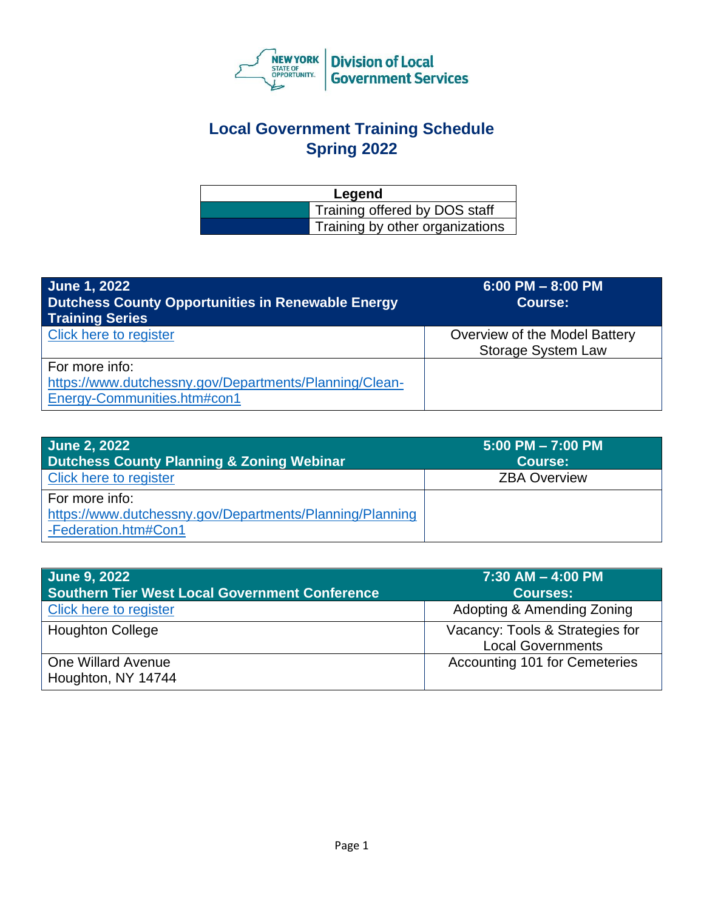NEW YORK STATE OF OPPORTUNITY. | Division of Local Government Services

# Local Government Training Schedule
# Spring 2022

| Legend | |
|---|---|
| (teal) | Training offered by DOS staff |
| (navy) | Training by other organizations |

| **June 1, 2022**<br>**Dutchess County Opportunities in Renewable Energy Training Series** | **6:00 PM – 8:00 PM**<br>**Course:** |
|---|---|
| Click here to register | Overview of the Model Battery Storage System Law |
| For more info: https://www.dutchessny.gov/Departments/Planning/Clean-Energy-Communities.htm#con1 | |

| **June 2, 2022**<br>**Dutchess County Planning & Zoning Webinar** | **5:00 PM – 7:00 PM**<br>**Course:** |
|---|---|
| Click here to register | ZBA Overview |
| For more info: https://www.dutchessny.gov/Departments/Planning/Planning-Federation.htm#Con1 | |

| **June 9, 2022**<br>**Southern Tier West Local Government Conference** | **7:30 AM – 4:00 PM**<br>**Courses:** |
|---|---|
| Click here to register | Adopting & Amending Zoning |
| Houghton College | Vacancy: Tools & Strategies for Local Governments |
| One Willard Avenue<br>Houghton, NY 14744 | Accounting 101 for Cemeteries |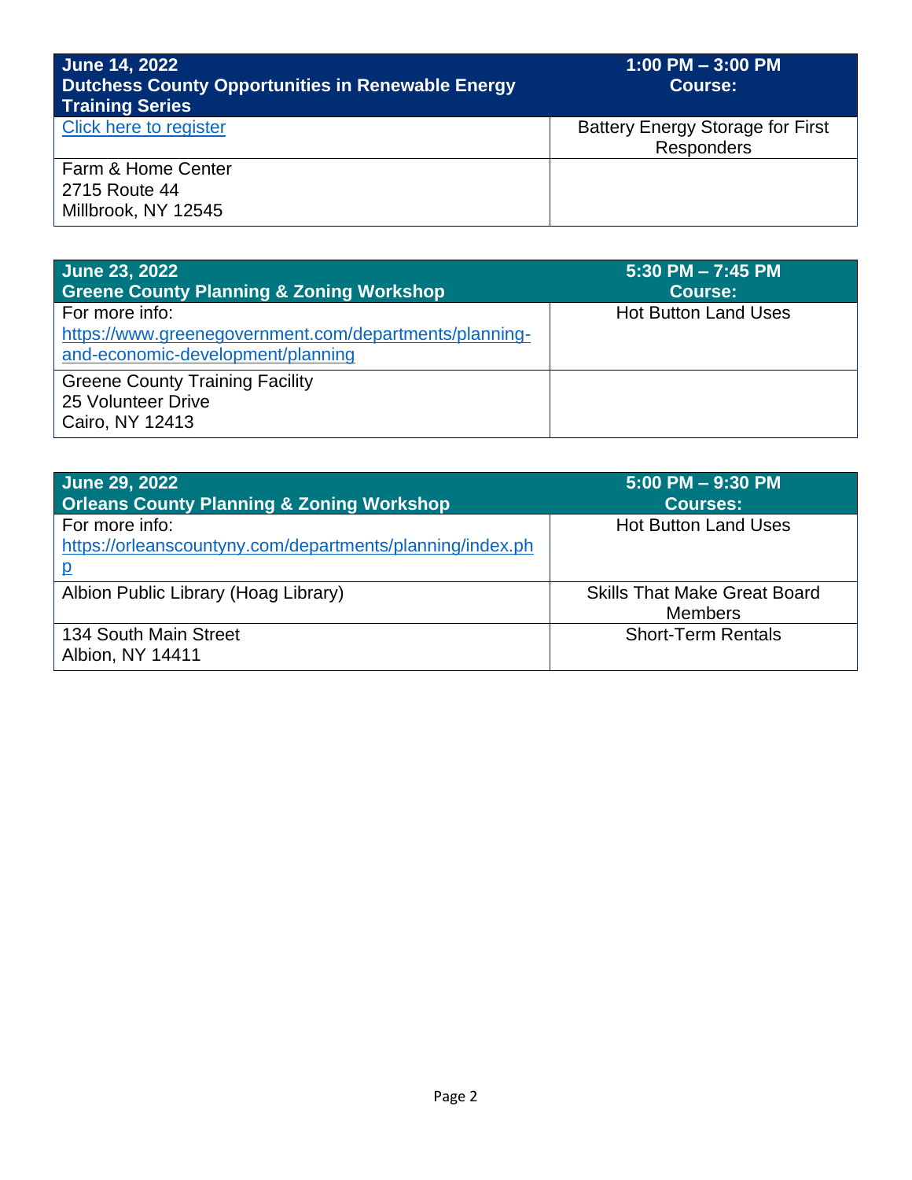| June 14, 2022<br>Dutchess County Opportunities in Renewable Energy Training Series | 1:00 PM – 3:00 PM<br>Course: |
|---|---|
| Click here to register | Battery Energy Storage for First Responders |
| Farm & Home Center<br>2715 Route 44<br>Millbrook, NY 12545 | |

| June 23, 2022<br>Greene County Planning & Zoning Workshop | 5:30 PM – 7:45 PM<br>Course: |
|---|---|
| For more info:<br>https://www.greenegovernment.com/departments/planning-and-economic-development/planning | Hot Button Land Uses |
| Greene County Training Facility<br>25 Volunteer Drive<br>Cairo, NY 12413 | |

| June 29, 2022<br>Orleans County Planning & Zoning Workshop | 5:00 PM – 9:30 PM<br>Courses: |
|---|---|
| For more info:<br>https://orleanscountyny.com/departments/planning/index.php | Hot Button Land Uses |
| Albion Public Library (Hoag Library) | Skills That Make Great Board Members |
| 134 South Main Street<br>Albion, NY 14411 | Short-Term Rentals |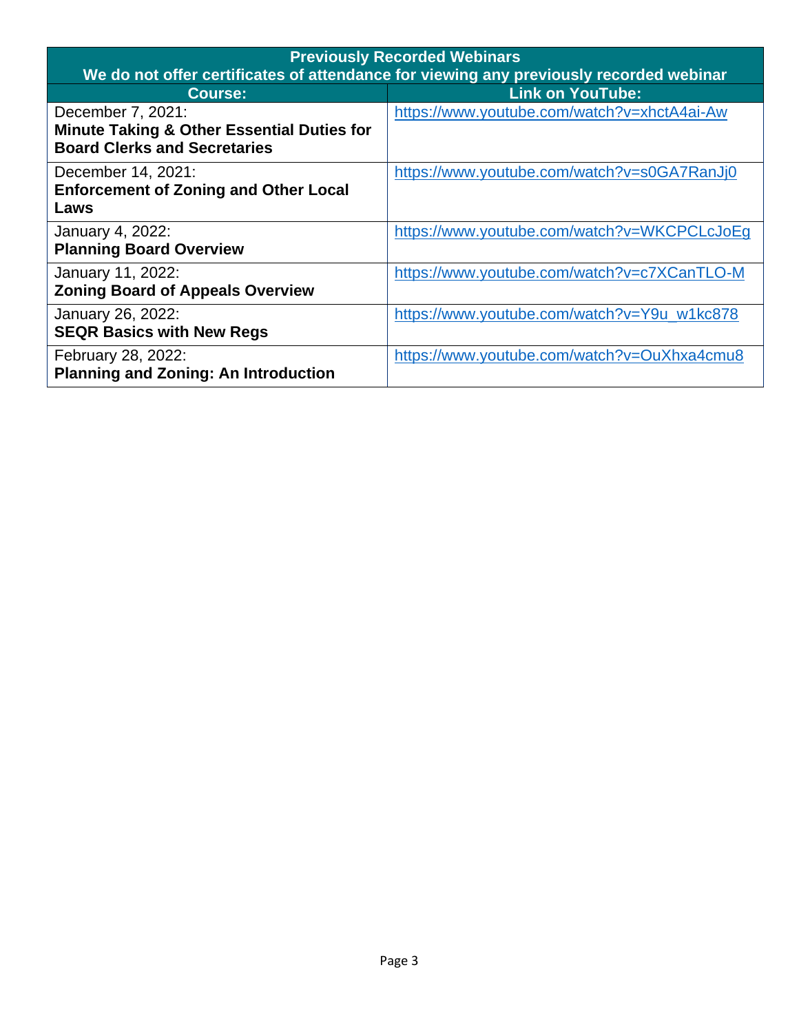| Previously Recorded Webinars<br>We do not offer certificates of attendance for viewing any previously recorded webinar | |
|---|---|
| **Course:** | **Link on YouTube:** |
| December 7, 2021:<br>**Minute Taking & Other Essential Duties for Board Clerks and Secretaries** | https://www.youtube.com/watch?v=xhctA4ai-Aw |
| December 14, 2021:<br>**Enforcement of Zoning and Other Local Laws** | https://www.youtube.com/watch?v=s0GA7RanJj0 |
| January 4, 2022:<br>**Planning Board Overview** | https://www.youtube.com/watch?v=WKCPCLcJoEg |
| January 11, 2022:<br>**Zoning Board of Appeals Overview** | https://www.youtube.com/watch?v=c7XCanTLO-M |
| January 26, 2022:<br>**SEQR Basics with New Regs** | https://www.youtube.com/watch?v=Y9u_w1kc878 |
| February 28, 2022:<br>**Planning and Zoning: An Introduction** | https://www.youtube.com/watch?v=OuXhxa4cmu8 |